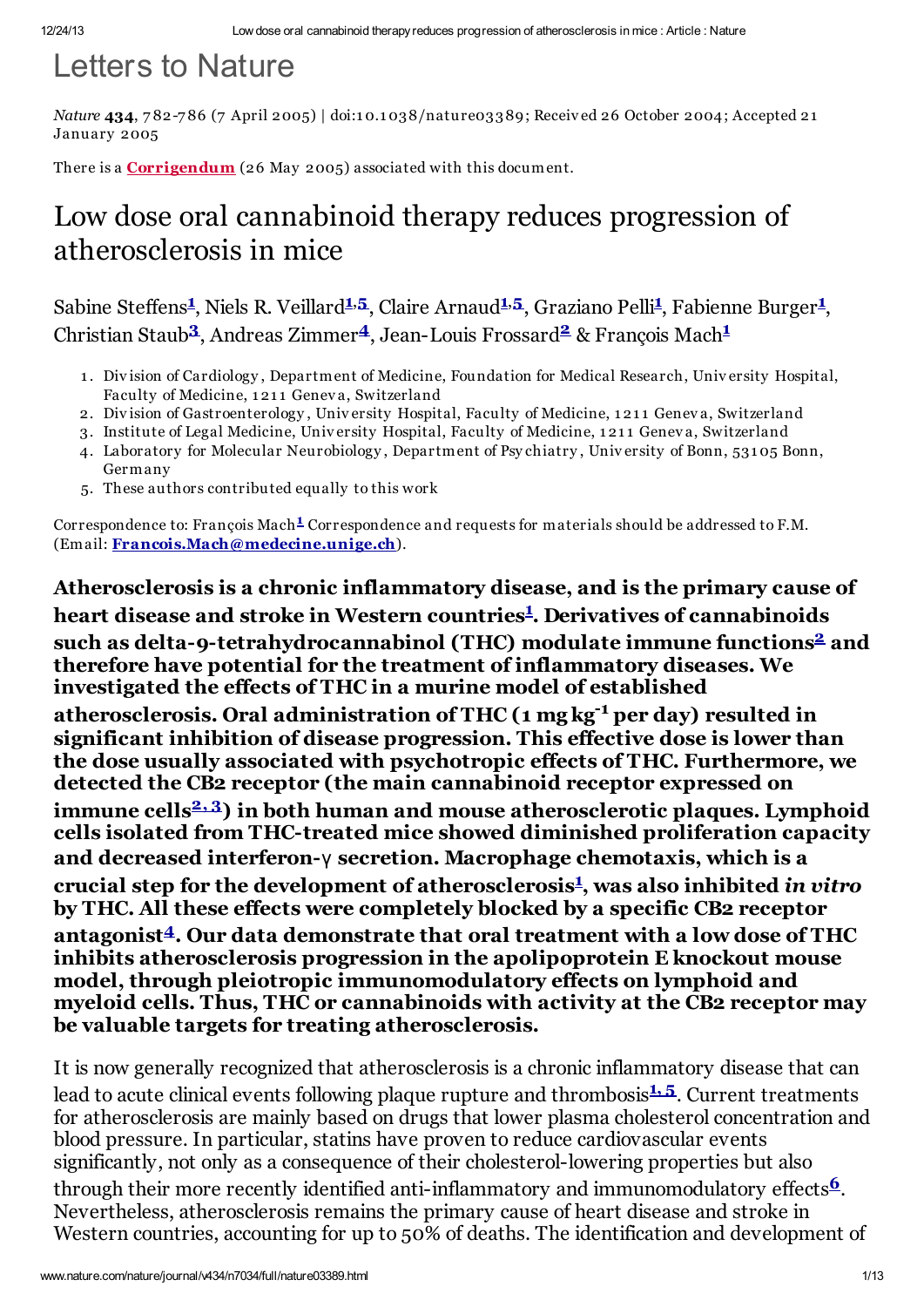# Letters to Nature

*Nature* **434**, 782-786 (7 April 2005) | doi:10.1038/nature03389; Received 26 October 2004; Accepted 21 January 2005

There is a **Corrigendum** (26 May 2005) associated with this document.

# Low dose oral cannabinoid therapy reduces progression of atherosclerosis in mice

Sabine Steffens[1], Niels R. Veillard[1,5], Claire Arnaud[1,5], Graziano Pelli[1], Fabienne Burger[1], Christian Staub[3], Andreas Zimmer[4], Jean-Louis Frossard[2] & François Mach[1]

1. Division of Cardiology, Department of Medicine, Foundation for Medical Research, University Hospital, Faculty of Medicine, 1211 Geneva, Switzerland
2. Division of Gastroenterology, University Hospital, Faculty of Medicine, 1211 Geneva, Switzerland
3. Institute of Legal Medicine, University Hospital, Faculty of Medicine, 1211 Geneva, Switzerland
4. Laboratory for Molecular Neurobiology, Department of Psychiatry, University of Bonn, 53105 Bonn, Germany
5. These authors contributed equally to this work

Correspondence to: François Mach[1] Correspondence and requests for materials should be addressed to F.M. (Email: **Francois.Mach@medecine.unige.ch**).

**Atherosclerosis is a chronic inflammatory disease, and is the primary cause of heart disease and stroke in Western countries[1]. Derivatives of cannabinoids such as delta-9-tetrahydrocannabinol (THC) modulate immune functions[2] and therefore have potential for the treatment of inflammatory diseases. We investigated the effects of THC in a murine model of established atherosclerosis. Oral administration of THC (1 mg $kg^{-1}$ per day) resulted in significant inhibition of disease progression. This effective dose is lower than the dose usually associated with psychotropic effects of THC. Furthermore, we detected the CB2 receptor (the main cannabinoid receptor expressed on immune cells[2,3]) in both human and mouse atherosclerotic plaques. Lymphoid cells isolated from THC-treated mice showed diminished proliferation capacity and decreased interferon-γ secretion. Macrophage chemotaxis, which is a crucial step for the development of atherosclerosis[1], was also inhibited *in vitro* by THC. All these effects were completely blocked by a specific CB2 receptor antagonist[4]. Our data demonstrate that oral treatment with a low dose of THC inhibits atherosclerosis progression in the apolipoprotein E knockout mouse model, through pleiotropic immunomodulatory effects on lymphoid and myeloid cells. Thus, THC or cannabinoids with activity at the CB2 receptor may be valuable targets for treating atherosclerosis.**

It is now generally recognized that atherosclerosis is a chronic inflammatory disease that can lead to acute clinical events following plaque rupture and thrombosis[1,5]. Current treatments for atherosclerosis are mainly based on drugs that lower plasma cholesterol concentration and blood pressure. In particular, statins have proven to reduce cardiovascular events significantly, not only as a consequence of their cholesterol-lowering properties but also through their more recently identified anti-inflammatory and immunomodulatory effects[6]. Nevertheless, atherosclerosis remains the primary cause of heart disease and stroke in Western countries, accounting for up to 50% of deaths. The identification and development of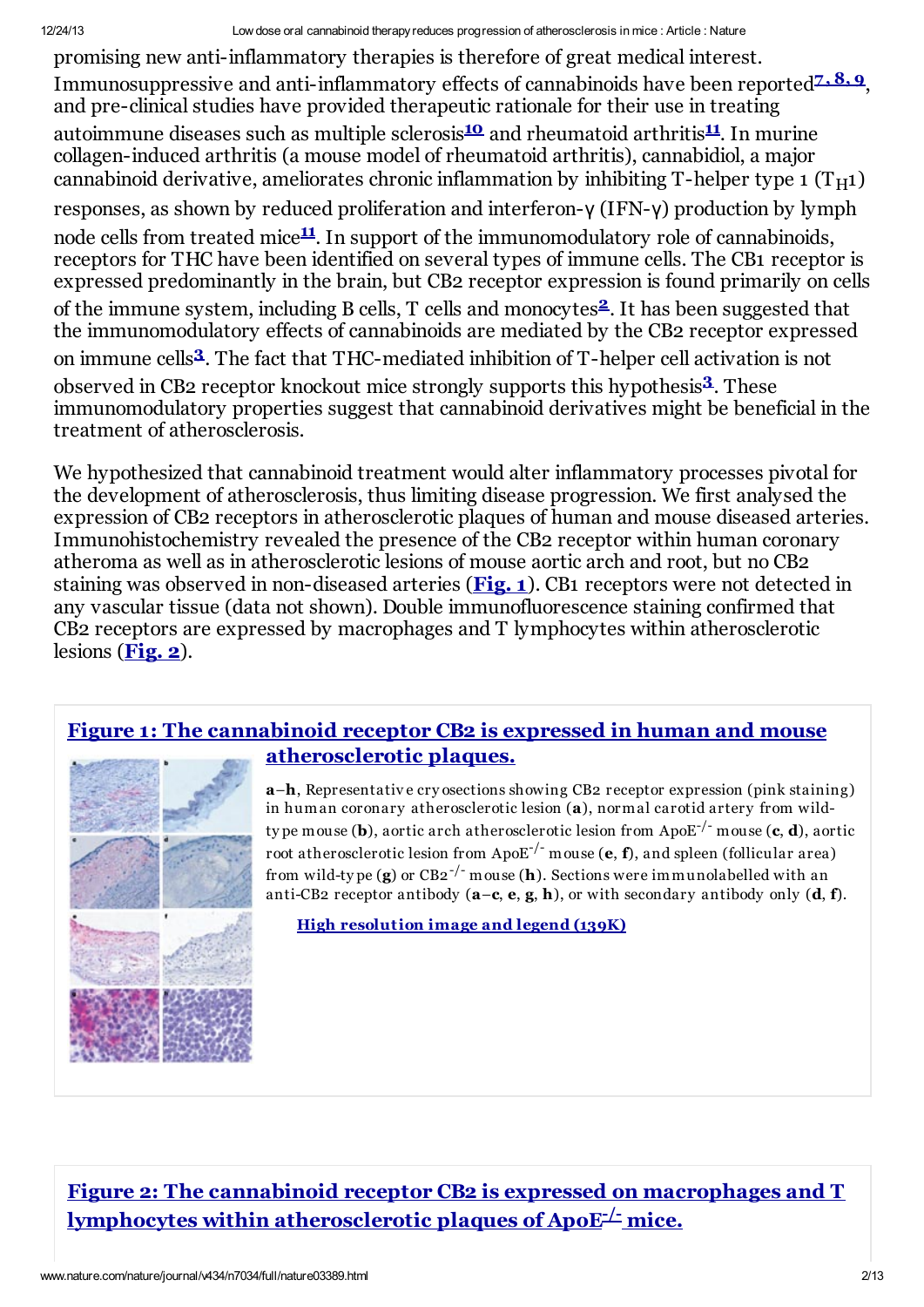promising new anti-inflammatory therapies is therefore of great medical interest. Immunosuppressive and anti-inflammatory effects of cannabinoids have been reported[7, 8, 9], and pre-clinical studies have provided therapeutic rationale for their use in treating autoimmune diseases such as multiple sclerosis[10] and rheumatoid arthritis[11]. In murine collagen-induced arthritis (a mouse model of rheumatoid arthritis), cannabidiol, a major cannabinoid derivative, ameliorates chronic inflammation by inhibiting T-helper type 1 ($T_H1$) responses, as shown by reduced proliferation and interferon-γ (IFN-γ) production by lymph node cells from treated mice[11]. In support of the immunomodulatory role of cannabinoids, receptors for THC have been identified on several types of immune cells. The CB1 receptor is expressed predominantly in the brain, but CB2 receptor expression is found primarily on cells of the immune system, including B cells, T cells and monocytes[2]. It has been suggested that the immunomodulatory effects of cannabinoids are mediated by the CB2 receptor expressed on immune cells[3]. The fact that THC-mediated inhibition of T-helper cell activation is not observed in CB2 receptor knockout mice strongly supports this hypothesis[3]. These immunomodulatory properties suggest that cannabinoid derivatives might be beneficial in the treatment of atherosclerosis.

We hypothesized that cannabinoid treatment would alter inflammatory processes pivotal for the development of atherosclerosis, thus limiting disease progression. We first analysed the expression of CB2 receptors in atherosclerotic plaques of human and mouse diseased arteries. Immunohistochemistry revealed the presence of the CB2 receptor within human coronary atheroma as well as in atherosclerotic lesions of mouse aortic arch and root, but no CB2 staining was observed in non-diseased arteries (**Fig. 1**). CB1 receptors were not detected in any vascular tissue (data not shown). Double immunofluorescence staining confirmed that CB2 receptors are expressed by macrophages and T lymphocytes within atherosclerotic lesions (**Fig. 2**).

**Figure 1: The cannabinoid receptor CB2 is expressed in human and mouse atherosclerotic plaques.**

**a**–**h**, Representative cryosections showing CB2 receptor expression (pink staining) in human coronary atherosclerotic lesion (**a**), normal carotid artery from wild-type mouse (**b**), aortic arch atherosclerotic lesion from $ApoE^{-/-}$ mouse (**c**, **d**), aortic root atherosclerotic lesion from $ApoE^{-/-}$ mouse (**e**, **f**), and spleen (follicular area) from wild-type (**g**) or $CB2^{-/-}$ mouse (**h**). Sections were immunolabelled with an anti-CB2 receptor antibody (**a**–**c**, **e**, **g**, **h**), or with secondary antibody only (**d**, **f**).

High resolution image and legend (139K)

**Figure 2: The cannabinoid receptor CB2 is expressed on macrophages and T lymphocytes within atherosclerotic plaques of $ApoE^{-/-}$ mice.**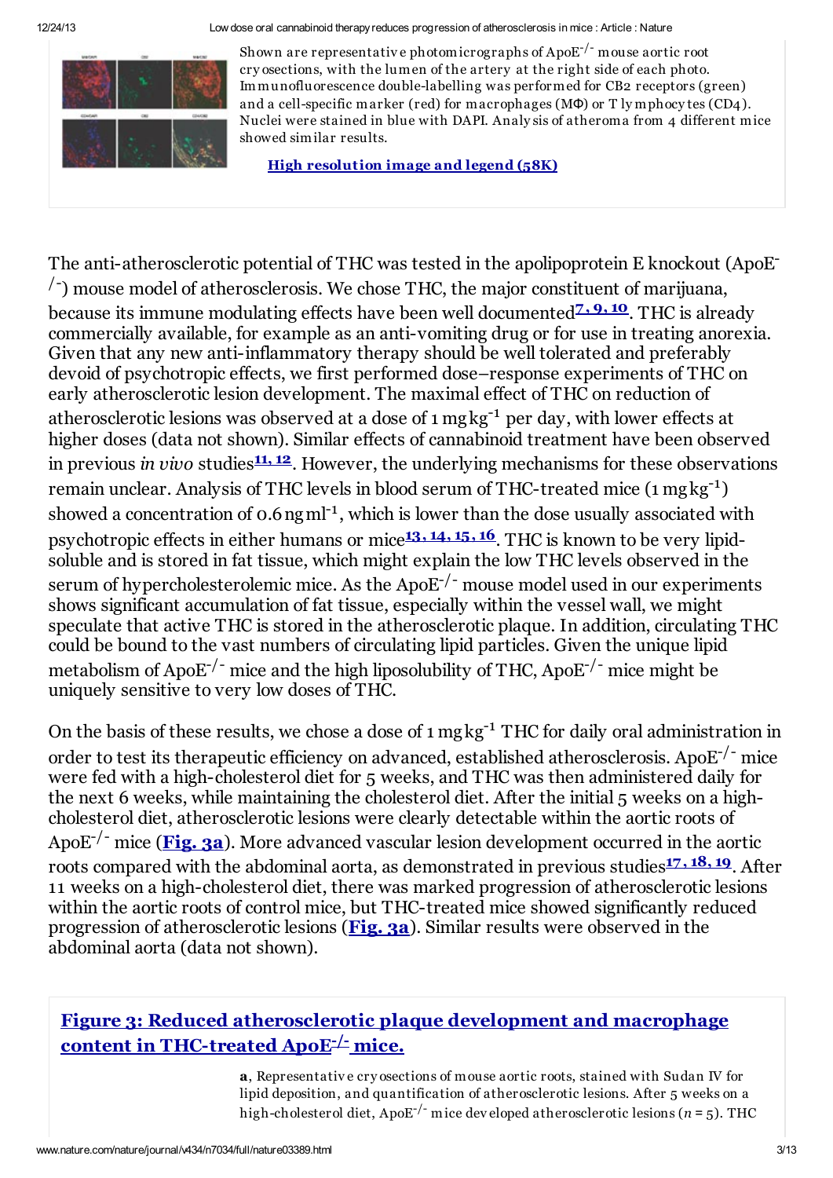Shown are representative photomicrographs of ApoE$^{-/-}$ mouse aortic root cryosections, with the lumen of the artery at the right side of each photo. Immunofluorescence double-labelling was performed for CB2 receptors (green) and a cell-specific marker (red) for macrophages (MΦ) or T lymphocytes (CD4). Nuclei were stained in blue with DAPI. Analysis of atheroma from 4 different mice showed similar results.

**High resolution image and legend (58K)**

The anti-atherosclerotic potential of THC was tested in the apolipoprotein E knockout (ApoE$^{-/-}$) mouse model of atherosclerosis. We chose THC, the major constituent of marijuana, because its immune modulating effects have been well documented[7, 9, 10]. THC is already commercially available, for example as an anti-vomiting drug or for use in treating anorexia. Given that any new anti-inflammatory therapy should be well tolerated and preferably devoid of psychotropic effects, we first performed dose–response experiments of THC on early atherosclerotic lesion development. The maximal effect of THC on reduction of atherosclerotic lesions was observed at a dose of 1 mg kg$^{-1}$ per day, with lower effects at higher doses (data not shown). Similar effects of cannabinoid treatment have been observed in previous *in vivo* studies[11, 12]. However, the underlying mechanisms for these observations remain unclear. Analysis of THC levels in blood serum of THC-treated mice (1 mg kg$^{-1}$) showed a concentration of 0.6 ng ml$^{-1}$, which is lower than the dose usually associated with psychotropic effects in either humans or mice[13, 14, 15, 16]. THC is known to be very lipid-soluble and is stored in fat tissue, which might explain the low THC levels observed in the serum of hypercholesterolemic mice. As the ApoE$^{-/-}$ mouse model used in our experiments shows significant accumulation of fat tissue, especially within the vessel wall, we might speculate that active THC is stored in the atherosclerotic plaque. In addition, circulating THC could be bound to the vast numbers of circulating lipid particles. Given the unique lipid metabolism of ApoE$^{-/-}$ mice and the high liposolubility of THC, ApoE$^{-/-}$ mice might be uniquely sensitive to very low doses of THC.

On the basis of these results, we chose a dose of 1 mg kg$^{-1}$ THC for daily oral administration in order to test its therapeutic efficiency on advanced, established atherosclerosis. ApoE$^{-/-}$ mice were fed with a high-cholesterol diet for 5 weeks, and THC was then administered daily for the next 6 weeks, while maintaining the cholesterol diet. After the initial 5 weeks on a high-cholesterol diet, atherosclerotic lesions were clearly detectable within the aortic roots of ApoE$^{-/-}$ mice (**Fig. 3a**). More advanced vascular lesion development occurred in the aortic roots compared with the abdominal aorta, as demonstrated in previous studies[17, 18, 19]. After 11 weeks on a high-cholesterol diet, there was marked progression of atherosclerotic lesions within the aortic roots of control mice, but THC-treated mice showed significantly reduced progression of atherosclerotic lesions (**Fig. 3a**). Similar results were observed in the abdominal aorta (data not shown).

## Figure 3: Reduced atherosclerotic plaque development and macrophage content in THC-treated ApoE$^{-/-}$ mice.

**a**, Representative cryosections of mouse aortic roots, stained with Sudan IV for lipid deposition, and quantification of atherosclerotic lesions. After 5 weeks on a high-cholesterol diet, ApoE$^{-/-}$ mice developed atherosclerotic lesions ($n = 5$). THC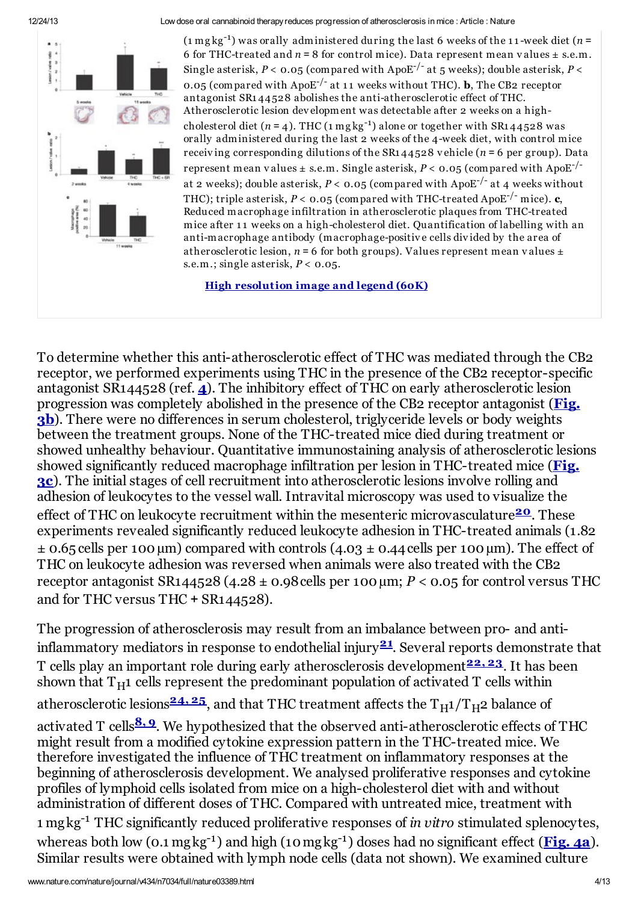(1 mg $kg^{-1}$) was orally administered during the last 6 weeks of the 11-week diet ($n$ = 6 for THC-treated and $n$ = 8 for control mice). Data represent mean values ± s.e.m. Single asterisk, $P < 0.05$ (compared with $ApoE^{-/-}$ at 5 weeks); double asterisk, $P < 0.05$ (compared with $ApoE^{-/-}$ at 11 weeks without THC). **b**, The CB2 receptor antagonist SR144528 abolishes the anti-atherosclerotic effect of THC. Atherosclerotic lesion development was detectable after 2 weeks on a high-cholesterol diet ($n$ = 4). THC (1 mg $kg^{-1}$) alone or together with SR144528 was orally administered during the last 2 weeks of the 4-week diet, with control mice receiving corresponding dilutions of the SR144528 vehicle ($n$ = 6 per group). Data represent mean values ± s.e.m. Single asterisk, $P < 0.05$ (compared with $ApoE^{-/-}$ at 2 weeks); double asterisk, $P < 0.05$ (compared with $ApoE^{-/-}$ at 4 weeks without THC); triple asterisk, $P < 0.05$ (compared with THC-treated $ApoE^{-/-}$ mice). **c**, Reduced macrophage infiltration in atherosclerotic plaques from THC-treated mice after 11 weeks on a high-cholesterol diet. Quantification of labelling with an anti-macrophage antibody (macrophage-positive cells divided by the area of atherosclerotic lesion, $n$ = 6 for both groups). Values represent mean values ± s.e.m.; single asterisk, $P < 0.05$.

**High resolution image and legend (60K)**

To determine whether this anti-atherosclerotic effect of THC was mediated through the CB2 receptor, we performed experiments using THC in the presence of the CB2 receptor-specific antagonist SR144528 (ref. 4). The inhibitory effect of THC on early atherosclerotic lesion progression was completely abolished in the presence of the CB2 receptor antagonist (**Fig. 3b**). There were no differences in serum cholesterol, triglyceride levels or body weights between the treatment groups. None of the THC-treated mice died during treatment or showed unhealthy behaviour. Quantitative immunostaining analysis of atherosclerotic lesions showed significantly reduced macrophage infiltration per lesion in THC-treated mice (**Fig. 3c**). The initial stages of cell recruitment into atherosclerotic lesions involve rolling and adhesion of leukocytes to the vessel wall. Intravital microscopy was used to visualize the effect of THC on leukocyte recruitment within the mesenteric microvasculature[20]. These experiments revealed significantly reduced leukocyte adhesion in THC-treated animals (1.82 ± 0.65 cells per 100 μm) compared with controls (4.03 ± 0.44 cells per 100 μm). The effect of THC on leukocyte adhesion was reversed when animals were also treated with the CB2 receptor antagonist SR144528 (4.28 ± 0.98 cells per 100 μm; $P < 0.05$ for control versus THC and for THC versus THC + SR144528).

The progression of atherosclerosis may result from an imbalance between pro- and anti-inflammatory mediators in response to endothelial injury[21]. Several reports demonstrate that T cells play an important role during early atherosclerosis development[22,23]. It has been shown that $T_H1$ cells represent the predominant population of activated T cells within atherosclerotic lesions[24,25], and that THC treatment affects the $T_H1/T_H2$ balance of activated T cells[8,9]. We hypothesized that the observed anti-atherosclerotic effects of THC might result from a modified cytokine expression pattern in the THC-treated mice. We therefore investigated the influence of THC treatment on inflammatory responses at the beginning of atherosclerosis development. We analysed proliferative responses and cytokine profiles of lymphoid cells isolated from mice on a high-cholesterol diet with and without administration of different doses of THC. Compared with untreated mice, treatment with 1 mg $kg^{-1}$ THC significantly reduced proliferative responses of *in vitro* stimulated splenocytes, whereas both low (0.1 mg $kg^{-1}$) and high (10 mg $kg^{-1}$) doses had no significant effect (**Fig. 4a**). Similar results were obtained with lymph node cells (data not shown). We examined culture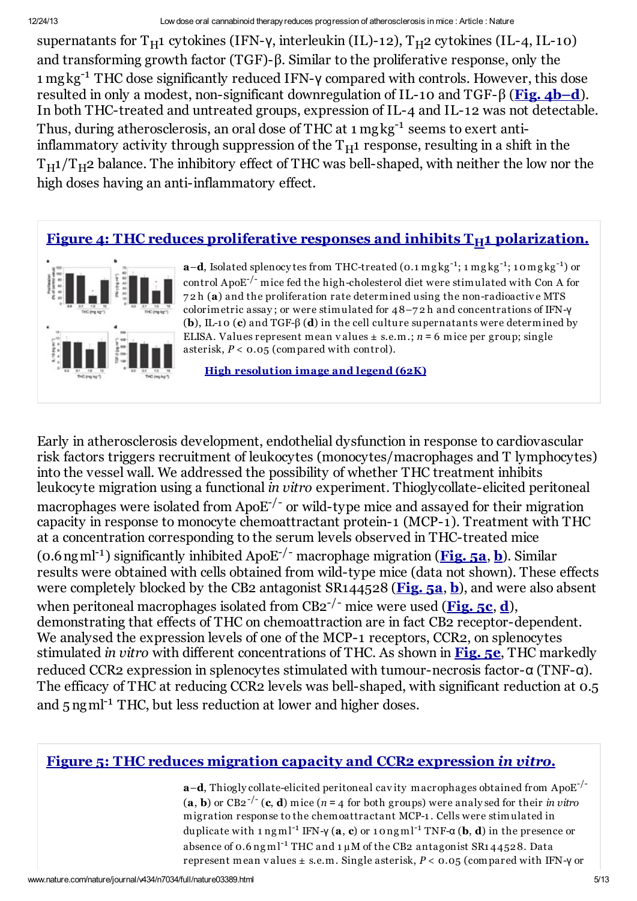supernatants for $T_H1$ cytokines (IFN-γ, interleukin (IL)-12), $T_H2$ cytokines (IL-4, IL-10) and transforming growth factor (TGF)-β. Similar to the proliferative response, only the 1 mg kg$^{-1}$ THC dose significantly reduced IFN-γ compared with controls. However, this dose resulted in only a modest, non-significant downregulation of IL-10 and TGF-β (**Fig. 4b–d**). In both THC-treated and untreated groups, expression of IL-4 and IL-12 was not detectable. Thus, during atherosclerosis, an oral dose of THC at 1 mg kg$^{-1}$ seems to exert anti-inflammatory activity through suppression of the $T_H1$ response, resulting in a shift in the $T_H1/T_H2$ balance. The inhibitory effect of THC was bell-shaped, with neither the low nor the high doses having an anti-inflammatory effect.

**Figure 4: THC reduces proliferative responses and inhibits $T_H1$ polarization.**

**a**–**d**, Isolated splenocytes from THC-treated (0.1 mg kg$^{-1}$; 1 mg kg$^{-1}$; 10 mg kg$^{-1}$) or control ApoE$^{-/-}$ mice fed the high-cholesterol diet were stimulated with Con A for 72 h (**a**) and the proliferation rate determined using the non-radioactive MTS colorimetric assay; or were stimulated for 48–72 h and concentrations of IFN-γ (**b**), IL-10 (**c**) and TGF-β (**d**) in the cell culture supernatants were determined by ELISA. Values represent mean values ± s.e.m.; $n$ = 6 mice per group; single asterisk, $P < 0.05$ (compared with control).

High resolution image and legend (62K)

Early in atherosclerosis development, endothelial dysfunction in response to cardiovascular risk factors triggers recruitment of leukocytes (monocytes/macrophages and T lymphocytes) into the vessel wall. We addressed the possibility of whether THC treatment inhibits leukocyte migration using a functional *in vitro* experiment. Thioglycollate-elicited peritoneal macrophages were isolated from ApoE$^{-/-}$ or wild-type mice and assayed for their migration capacity in response to monocyte chemoattractant protein-1 (MCP-1). Treatment with THC at a concentration corresponding to the serum levels observed in THC-treated mice (0.6 ng ml$^{-1}$) significantly inhibited ApoE$^{-/-}$ macrophage migration (**Fig. 5a**, **b**). Similar results were obtained with cells obtained from wild-type mice (data not shown). These effects were completely blocked by the CB2 antagonist SR144528 (**Fig. 5a**, **b**), and were also absent when peritoneal macrophages isolated from CB2$^{-/-}$ mice were used (**Fig. 5c**, **d**), demonstrating that effects of THC on chemoattraction are in fact CB2 receptor-dependent. We analysed the expression levels of one of the MCP-1 receptors, CCR2, on splenocytes stimulated *in vitro* with different concentrations of THC. As shown in **Fig. 5e**, THC markedly reduced CCR2 expression in splenocytes stimulated with tumour-necrosis factor-α (TNF-α). The efficacy of THC at reducing CCR2 levels was bell-shaped, with significant reduction at 0.5 and 5 ng ml$^{-1}$ THC, but less reduction at lower and higher doses.

**Figure 5: THC reduces migration capacity and CCR2 expression *in vitro*.**

**a**–**d**, Thioglycollate-elicited peritoneal cavity macrophages obtained from ApoE$^{-/-}$ (**a**, **b**) or CB2$^{-/-}$ (**c**, **d**) mice ($n$ = 4 for both groups) were analysed for their *in vitro* migration response to the chemoattractant MCP-1. Cells were stimulated in duplicate with 1 ng ml$^{-1}$ IFN-γ (**a**, **c**) or 10 ng ml$^{-1}$ TNF-α (**b**, **d**) in the presence or absence of 0.6 ng ml$^{-1}$ THC and 1 μM of the CB2 antagonist SR144528. Data represent mean values ± s.e.m. Single asterisk, $P < 0.05$ (compared with IFN-γ or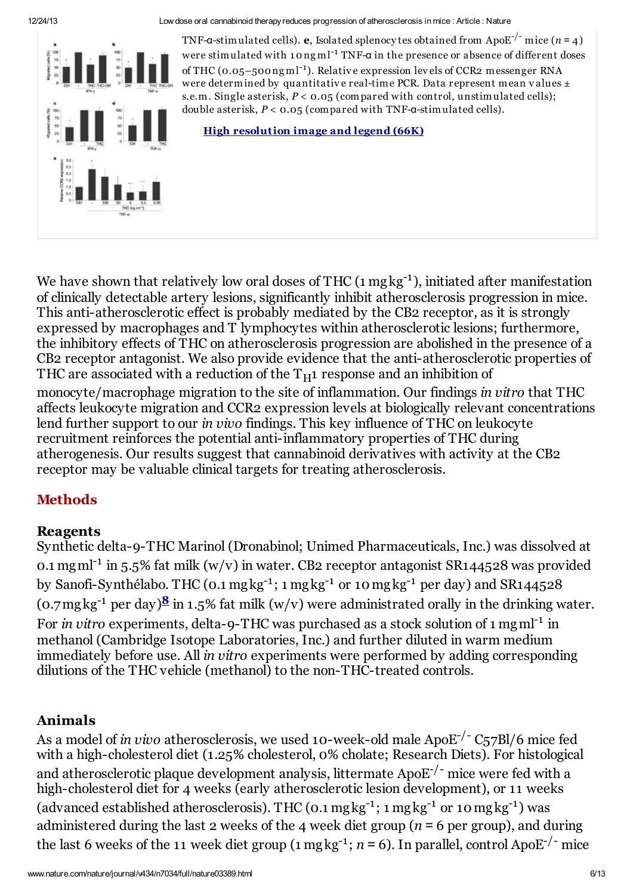TNF-α-stimulated cells). **e**, Isolated splenocytes obtained from ApoE$^{-/-}$ mice ($n$ = 4) were stimulated with 10 ng ml$^{-1}$ TNF-α in the presence or absence of different doses of THC (0.05–500 ng ml$^{-1}$). Relative expression levels of CCR2 messenger RNA were determined by quantitative real-time PCR. Data represent mean values ± s.e.m. Single asterisk, $P < 0.05$ (compared with control, unstimulated cells); double asterisk, $P < 0.05$ (compared with TNF-α-stimulated cells).

High resolution image and legend (66K)

We have shown that relatively low oral doses of THC (1 mg kg$^{-1}$), initiated after manifestation of clinically detectable artery lesions, significantly inhibit atherosclerosis progression in mice. This anti-atherosclerotic effect is probably mediated by the CB2 receptor, as it is strongly expressed by macrophages and T lymphocytes within atherosclerotic lesions; furthermore, the inhibitory effects of THC on atherosclerosis progression are abolished in the presence of a CB2 receptor antagonist. We also provide evidence that the anti-atherosclerotic properties of THC are associated with a reduction of the $T_H1$ response and an inhibition of monocyte/macrophage migration to the site of inflammation. Our findings *in vitro* that THC affects leukocyte migration and CCR2 expression levels at biologically relevant concentrations lend further support to our *in vivo* findings. This key influence of THC on leukocyte recruitment reinforces the potential anti-inflammatory properties of THC during atherogenesis. Our results suggest that cannabinoid derivatives with activity at the CB2 receptor may be valuable clinical targets for treating atherosclerosis.

## Methods

### Reagents

Synthetic delta-9-THC Marinol (Dronabinol; Unimed Pharmaceuticals, Inc.) was dissolved at 0.1 mg ml$^{-1}$ in 5.5% fat milk (w/v) in water. CB2 receptor antagonist SR144528 was provided by Sanofi-Synthélabo. THC (0.1 mg kg$^{-1}$; 1 mg kg$^{-1}$ or 10 mg kg$^{-1}$ per day) and SR144528 (0.7 mg kg$^{-1}$ per day)[8] in 1.5% fat milk (w/v) were administrated orally in the drinking water. For *in vitro* experiments, delta-9-THC was purchased as a stock solution of 1 mg ml$^{-1}$ in methanol (Cambridge Isotope Laboratories, Inc.) and further diluted in warm medium immediately before use. All *in vitro* experiments were performed by adding corresponding dilutions of the THC vehicle (methanol) to the non-THC-treated controls.

### Animals

As a model of *in vivo* atherosclerosis, we used 10-week-old male ApoE$^{-/-}$ C57Bl/6 mice fed with a high-cholesterol diet (1.25% cholesterol, 0% cholate; Research Diets). For histological and atherosclerotic plaque development analysis, littermate ApoE$^{-/-}$ mice were fed with a high-cholesterol diet for 4 weeks (early atherosclerotic lesion development), or 11 weeks (advanced established atherosclerosis). THC (0.1 mg kg$^{-1}$; 1 mg kg$^{-1}$ or 10 mg kg$^{-1}$) was administered during the last 2 weeks of the 4 week diet group ($n$ = 6 per group), and during the last 6 weeks of the 11 week diet group (1 mg kg$^{-1}$; $n$ = 6). In parallel, control ApoE$^{-/-}$ mice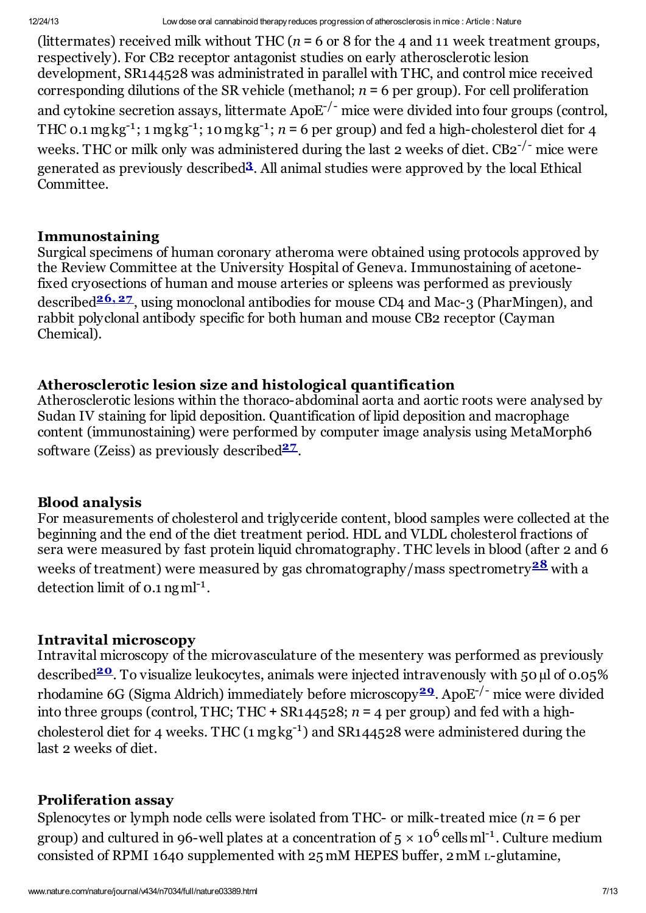(littermates) received milk without THC ($n = 6$ or 8 for the 4 and 11 week treatment groups, respectively). For CB2 receptor antagonist studies on early atherosclerotic lesion development, SR144528 was administrated in parallel with THC, and control mice received corresponding dilutions of the SR vehicle (methanol; $n = 6$ per group). For cell proliferation and cytokine secretion assays, littermate $ApoE^{-/-}$ mice were divided into four groups (control, THC 0.1 $mg\,kg^{-1}$; 1 $mg\,kg^{-1}$; 10 $mg\,kg^{-1}$; $n = 6$ per group) and fed a high-cholesterol diet for 4 weeks. THC or milk only was administered during the last 2 weeks of diet. $CB2^{-/-}$ mice were generated as previously described[3]. All animal studies were approved by the local Ethical Committee.

### Immunostaining

Surgical specimens of human coronary atheroma were obtained using protocols approved by the Review Committee at the University Hospital of Geneva. Immunostaining of acetone-fixed cryosections of human and mouse arteries or spleens was performed as previously described[26, 27], using monoclonal antibodies for mouse CD4 and Mac-3 (PharMingen), and rabbit polyclonal antibody specific for both human and mouse CB2 receptor (Cayman Chemical).

### Atherosclerotic lesion size and histological quantification

Atherosclerotic lesions within the thoraco-abdominal aorta and aortic roots were analysed by Sudan IV staining for lipid deposition. Quantification of lipid deposition and macrophage content (immunostaining) were performed by computer image analysis using MetaMorph6 software (Zeiss) as previously described[27].

### Blood analysis

For measurements of cholesterol and triglyceride content, blood samples were collected at the beginning and the end of the diet treatment period. HDL and VLDL cholesterol fractions of sera were measured by fast protein liquid chromatography. THC levels in blood (after 2 and 6 weeks of treatment) were measured by gas chromatography/mass spectrometry[28] with a detection limit of 0.1 $ng\,ml^{-1}$.

### Intravital microscopy

Intravital microscopy of the microvasculature of the mesentery was performed as previously described[20]. To visualize leukocytes, animals were injected intravenously with 50 μl of 0.05% rhodamine 6G (Sigma Aldrich) immediately before microscopy[29]. $ApoE^{-/-}$ mice were divided into three groups (control, THC; THC + SR144528; $n = 4$ per group) and fed with a high-cholesterol diet for 4 weeks. THC (1 $mg\,kg^{-1}$) and SR144528 were administered during the last 2 weeks of diet.

### Proliferation assay

Splenocytes or lymph node cells were isolated from THC- or milk-treated mice ($n = 6$ per group) and cultured in 96-well plates at a concentration of $5 \times 10^6$ cells $ml^{-1}$. Culture medium consisted of RPMI 1640 supplemented with 25 mM HEPES buffer, 2 mM L-glutamine,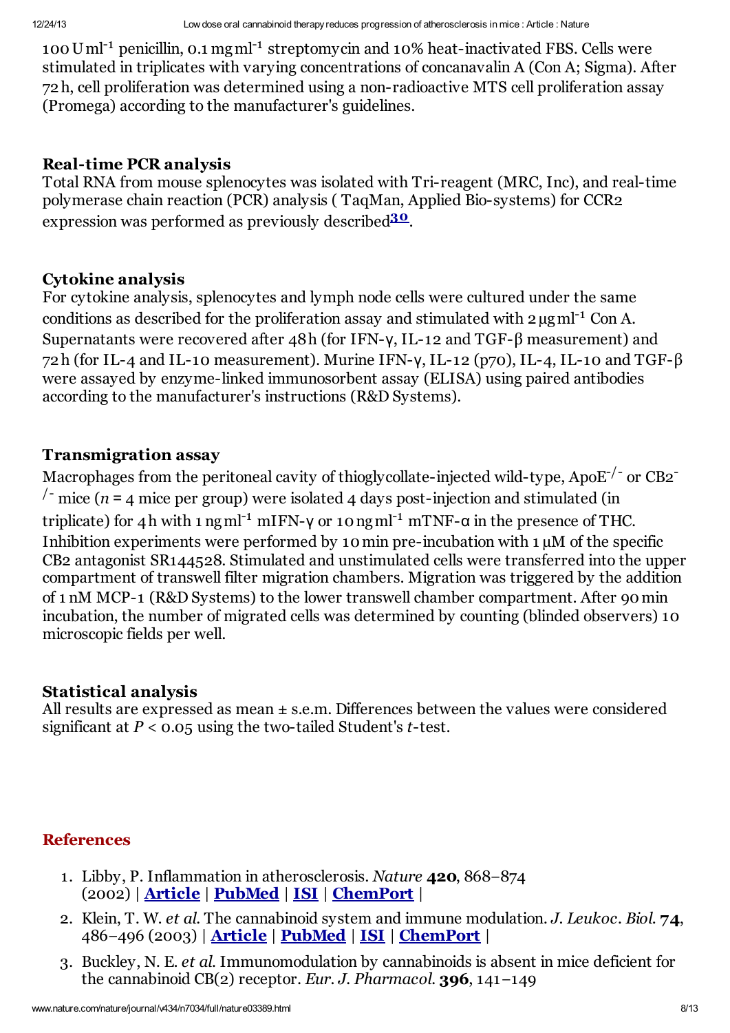100 U ml$^{-1}$ penicillin, 0.1 mg ml$^{-1}$ streptomycin and 10% heat-inactivated FBS. Cells were stimulated in triplicates with varying concentrations of concanavalin A (Con A; Sigma). After 72 h, cell proliferation was determined using a non-radioactive MTS cell proliferation assay (Promega) according to the manufacturer's guidelines.

### Real-time PCR analysis

Total RNA from mouse splenocytes was isolated with Tri-reagent (MRC, Inc), and real-time polymerase chain reaction (PCR) analysis ( TaqMan, Applied Bio-systems) for CCR2 expression was performed as previously described[30].

### Cytokine analysis

For cytokine analysis, splenocytes and lymph node cells were cultured under the same conditions as described for the proliferation assay and stimulated with 2 μg ml$^{-1}$ Con A. Supernatants were recovered after 48 h (for IFN-γ, IL-12 and TGF-β measurement) and 72 h (for IL-4 and IL-10 measurement). Murine IFN-γ, IL-12 (p70), IL-4, IL-10 and TGF-β were assayed by enzyme-linked immunosorbent assay (ELISA) using paired antibodies according to the manufacturer's instructions (R&D Systems).

### Transmigration assay

Macrophages from the peritoneal cavity of thioglycollate-injected wild-type, ApoE$^{-/-}$ or CB2$^{-/-}$ mice ($n$ = 4 mice per group) were isolated 4 days post-injection and stimulated (in triplicate) for 4 h with 1 ng ml$^{-1}$ mIFN-γ or 10 ng ml$^{-1}$ mTNF-α in the presence of THC. Inhibition experiments were performed by 10 min pre-incubation with 1 μM of the specific CB2 antagonist SR144528. Stimulated and unstimulated cells were transferred into the upper compartment of transwell filter migration chambers. Migration was triggered by the addition of 1 nM MCP-1 (R&D Systems) to the lower transwell chamber compartment. After 90 min incubation, the number of migrated cells was determined by counting (blinded observers) 10 microscopic fields per well.

### Statistical analysis

All results are expressed as mean ± s.e.m. Differences between the values were considered significant at $P < 0.05$ using the two-tailed Student's $t$-test.

## References

1. Libby, P. Inflammation in atherosclerosis. *Nature* **420**, 868–874 (2002) | **Article** | **PubMed** | **ISI** | **ChemPort** |
2. Klein, T. W. *et al.* The cannabinoid system and immune modulation. *J. Leukoc. Biol.* **74**, 486–496 (2003) | **Article** | **PubMed** | **ISI** | **ChemPort** |
3. Buckley, N. E. *et al.* Immunomodulation by cannabinoids is absent in mice deficient for the cannabinoid CB(2) receptor. *Eur. J. Pharmacol.* **396**, 141–149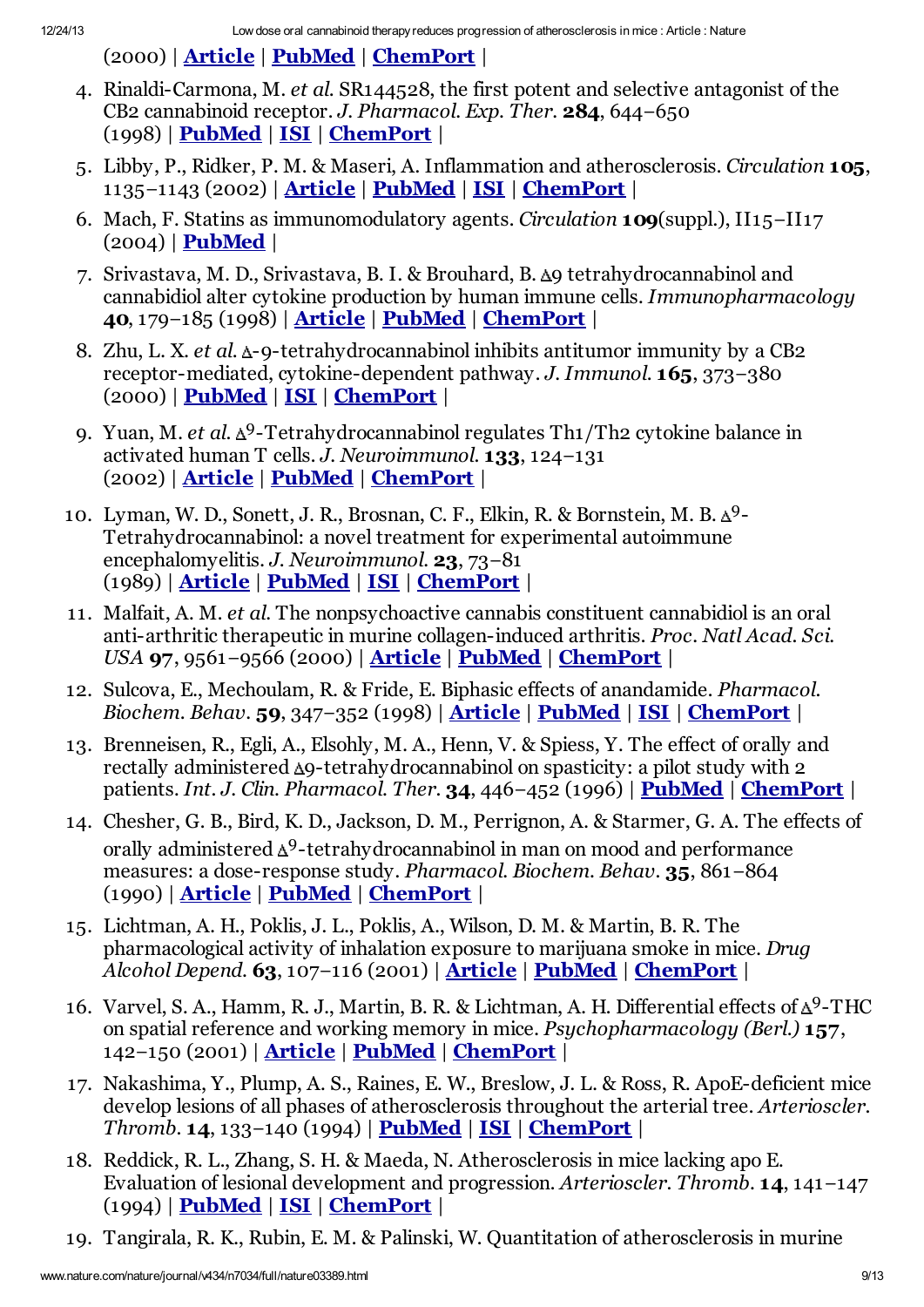(2000) | Article | PubMed | ChemPort |

4. Rinaldi-Carmona, M. *et al.* SR144528, the first potent and selective antagonist of the CB2 cannabinoid receptor. *J. Pharmacol. Exp. Ther.* **284**, 644–650 (1998) | PubMed | ISI | ChemPort |
5. Libby, P., Ridker, P. M. & Maseri, A. Inflammation and atherosclerosis. *Circulation* **105**, 1135–1143 (2002) | Article | PubMed | ISI | ChemPort |
6. Mach, F. Statins as immunomodulatory agents. *Circulation* **109**(suppl.), II15–II17 (2004) | PubMed |
7. Srivastava, M. D., Srivastava, B. I. & Brouhard, B. Δ9 tetrahydrocannabinol and cannabidiol alter cytokine production by human immune cells. *Immunopharmacology* **40**, 179–185 (1998) | Article | PubMed | ChemPort |
8. Zhu, L. X. *et al.* Δ-9-tetrahydrocannabinol inhibits antitumor immunity by a CB2 receptor-mediated, cytokine-dependent pathway. *J. Immunol.* **165**, 373–380 (2000) | PubMed | ISI | ChemPort |
9. Yuan, M. *et al.* $\Delta^9$-Tetrahydrocannabinol regulates Th1/Th2 cytokine balance in activated human T cells. *J. Neuroimmunol.* **133**, 124–131 (2002) | Article | PubMed | ChemPort |
10. Lyman, W. D., Sonett, J. R., Brosnan, C. F., Elkin, R. & Bornstein, M. B. $\Delta^9$-Tetrahydrocannabinol: a novel treatment for experimental autoimmune encephalomyelitis. *J. Neuroimmunol.* **23**, 73–81 (1989) | Article | PubMed | ISI | ChemPort |
11. Malfait, A. M. *et al.* The nonpsychoactive cannabis constituent cannabidiol is an oral anti-arthritic therapeutic in murine collagen-induced arthritis. *Proc. Natl Acad. Sci. USA* **97**, 9561–9566 (2000) | Article | PubMed | ChemPort |
12. Sulcova, E., Mechoulam, R. & Fride, E. Biphasic effects of anandamide. *Pharmacol. Biochem. Behav.* **59**, 347–352 (1998) | Article | PubMed | ISI | ChemPort |
13. Brenneisen, R., Egli, A., Elsohly, M. A., Henn, V. & Spiess, Y. The effect of orally and rectally administered Δ9-tetrahydrocannabinol on spasticity: a pilot study with 2 patients. *Int. J. Clin. Pharmacol. Ther.* **34**, 446–452 (1996) | PubMed | ChemPort |
14. Chesher, G. B., Bird, K. D., Jackson, D. M., Perrignon, A. & Starmer, G. A. The effects of orally administered $\Delta^9$-tetrahydrocannabinol in man on mood and performance measures: a dose-response study. *Pharmacol. Biochem. Behav.* **35**, 861–864 (1990) | Article | PubMed | ChemPort |
15. Lichtman, A. H., Poklis, J. L., Poklis, A., Wilson, D. M. & Martin, B. R. The pharmacological activity of inhalation exposure to marijuana smoke in mice. *Drug Alcohol Depend.* **63**, 107–116 (2001) | Article | PubMed | ChemPort |
16. Varvel, S. A., Hamm, R. J., Martin, B. R. & Lichtman, A. H. Differential effects of $\Delta^9$-THC on spatial reference and working memory in mice. *Psychopharmacology (Berl.)* **157**, 142–150 (2001) | Article | PubMed | ChemPort |
17. Nakashima, Y., Plump, A. S., Raines, E. W., Breslow, J. L. & Ross, R. ApoE-deficient mice develop lesions of all phases of atherosclerosis throughout the arterial tree. *Arterioscler. Thromb.* **14**, 133–140 (1994) | PubMed | ISI | ChemPort |
18. Reddick, R. L., Zhang, S. H. & Maeda, N. Atherosclerosis in mice lacking apo E. Evaluation of lesional development and progression. *Arterioscler. Thromb.* **14**, 141–147 (1994) | PubMed | ISI | ChemPort |
19. Tangirala, R. K., Rubin, E. M. & Palinski, W. Quantitation of atherosclerosis in murine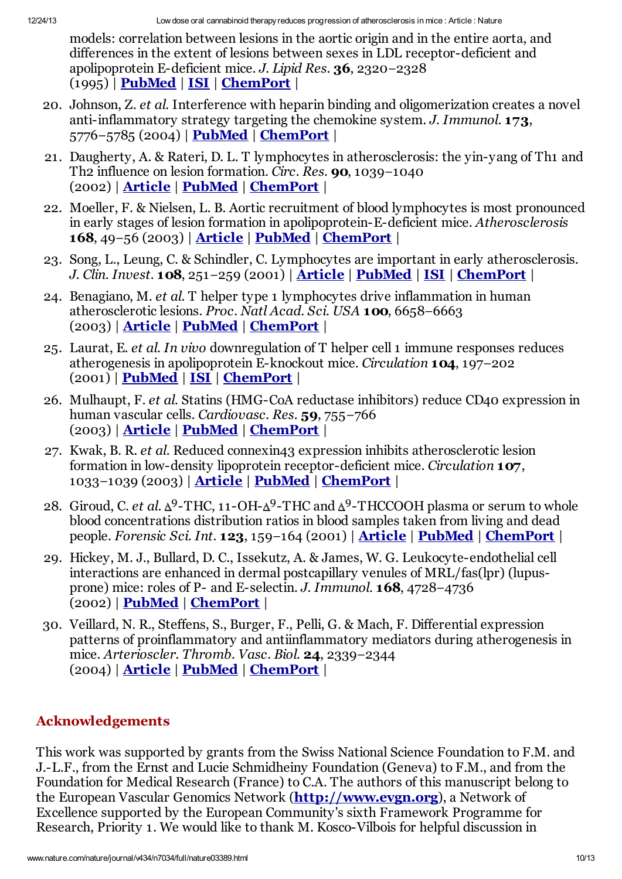models: correlation between lesions in the aortic origin and in the entire aorta, and differences in the extent of lesions between sexes in LDL receptor-deficient and apolipoprotein E-deficient mice. *J. Lipid Res.* **36**, 2320–2328 (1995) | **PubMed** | **ISI** | **ChemPort** |

20. Johnson, Z. *et al.* Interference with heparin binding and oligomerization creates a novel anti-inflammatory strategy targeting the chemokine system. *J. Immunol.* **173**, 5776–5785 (2004) | **PubMed** | **ChemPort** |
21. Daugherty, A. & Rateri, D. L. T lymphocytes in atherosclerosis: the yin-yang of Th1 and Th2 influence on lesion formation. *Circ. Res.* **90**, 1039–1040 (2002) | **Article** | **PubMed** | **ChemPort** |
22. Moeller, F. & Nielsen, L. B. Aortic recruitment of blood lymphocytes is most pronounced in early stages of lesion formation in apolipoprotein-E-deficient mice. *Atherosclerosis* **168**, 49–56 (2003) | **Article** | **PubMed** | **ChemPort** |
23. Song, L., Leung, C. & Schindler, C. Lymphocytes are important in early atherosclerosis. *J. Clin. Invest.* **108**, 251–259 (2001) | **Article** | **PubMed** | **ISI** | **ChemPort** |
24. Benagiano, M. *et al.* T helper type 1 lymphocytes drive inflammation in human atherosclerotic lesions. *Proc. Natl Acad. Sci. USA* **100**, 6658–6663 (2003) | **Article** | **PubMed** | **ChemPort** |
25. Laurat, E. *et al. In vivo* downregulation of T helper cell 1 immune responses reduces atherogenesis in apolipoprotein E-knockout mice. *Circulation* **104**, 197–202 (2001) | **PubMed** | **ISI** | **ChemPort** |
26. Mulhaupt, F. *et al.* Statins (HMG-CoA reductase inhibitors) reduce CD40 expression in human vascular cells. *Cardiovasc. Res.* **59**, 755–766 (2003) | **Article** | **PubMed** | **ChemPort** |
27. Kwak, B. R. *et al.* Reduced connexin43 expression inhibits atherosclerotic lesion formation in low-density lipoprotein receptor-deficient mice. *Circulation* **107**, 1033–1039 (2003) | **Article** | **PubMed** | **ChemPort** |
28. Giroud, C. *et al.* $\Delta^9$-THC, 11-OH-$\Delta^9$-THC and $\Delta^9$-THCCOOH plasma or serum to whole blood concentrations distribution ratios in blood samples taken from living and dead people. *Forensic Sci. Int.* **123**, 159–164 (2001) | **Article** | **PubMed** | **ChemPort** |
29. Hickey, M. J., Bullard, D. C., Issekutz, A. & James, W. G. Leukocyte-endothelial cell interactions are enhanced in dermal postcapillary venules of MRL/fas(lpr) (lupus-prone) mice: roles of P- and E-selectin. *J. Immunol.* **168**, 4728–4736 (2002) | **PubMed** | **ChemPort** |
30. Veillard, N. R., Steffens, S., Burger, F., Pelli, G. & Mach, F. Differential expression patterns of proinflammatory and antiinflammatory mediators during atherogenesis in mice. *Arterioscler. Thromb. Vasc. Biol.* **24**, 2339–2344 (2004) | **Article** | **PubMed** | **ChemPort** |

## Acknowledgements

This work was supported by grants from the Swiss National Science Foundation to F.M. and J.-L.F., from the Ernst and Lucie Schmidheiny Foundation (Geneva) to F.M., and from the Foundation for Medical Research (France) to C.A. The authors of this manuscript belong to the European Vascular Genomics Network (**http://www.evgn.org**), a Network of Excellence supported by the European Community's sixth Framework Programme for Research, Priority 1. We would like to thank M. Kosco-Vilbois for helpful discussion in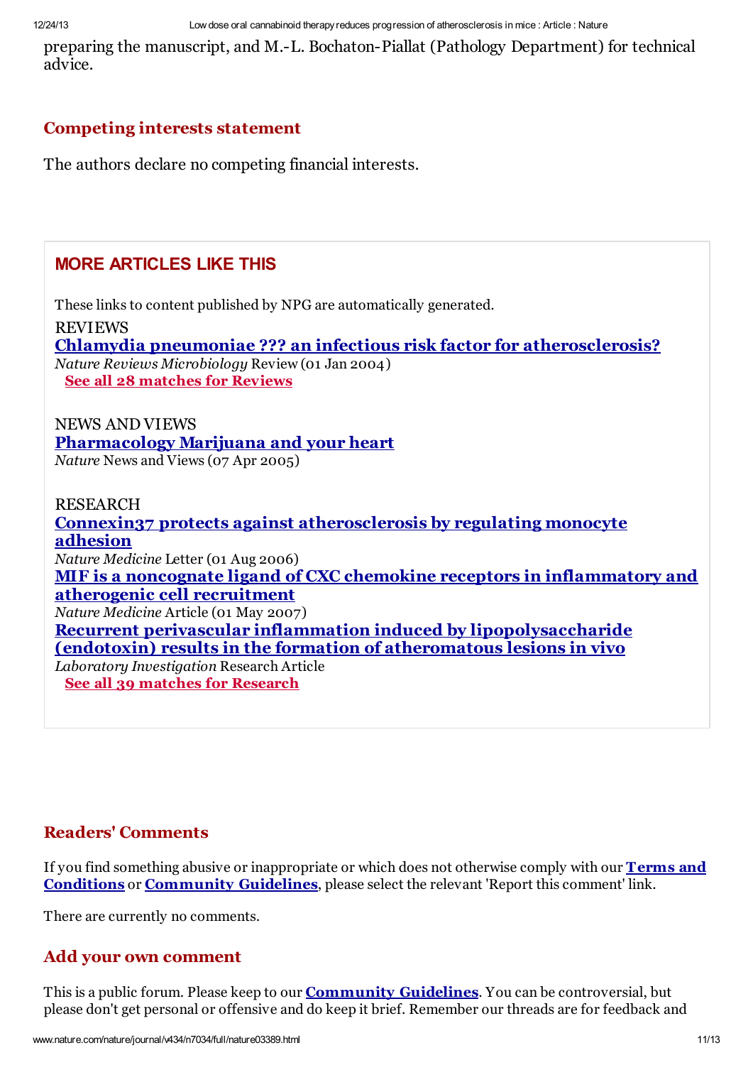preparing the manuscript, and M.-L. Bochaton-Piallat (Pathology Department) for technical advice.

## Competing interests statement

The authors declare no competing financial interests.

## MORE ARTICLES LIKE THIS

These links to content published by NPG are automatically generated.

REVIEWS

**Chlamydia pneumoniae ??? an infectious risk factor for atherosclerosis?**
*Nature Reviews Microbiology* Review (01 Jan 2004)
**See all 28 matches for Reviews**

NEWS AND VIEWS

**Pharmacology Marijuana and your heart**
*Nature* News and Views (07 Apr 2005)

RESEARCH

**Connexin37 protects against atherosclerosis by regulating monocyte adhesion**
*Nature Medicine* Letter (01 Aug 2006)
**MIF is a noncognate ligand of CXC chemokine receptors in inflammatory and atherogenic cell recruitment**
*Nature Medicine* Article (01 May 2007)
**Recurrent perivascular inflammation induced by lipopolysaccharide (endotoxin) results in the formation of atheromatous lesions in vivo**
*Laboratory Investigation* Research Article
**See all 39 matches for Research**

## Readers' Comments

If you find something abusive or inappropriate or which does not otherwise comply with our **Terms and Conditions** or **Community Guidelines**, please select the relevant 'Report this comment' link.

There are currently no comments.

## Add your own comment

This is a public forum. Please keep to our **Community Guidelines**. You can be controversial, but please don't get personal or offensive and do keep it brief. Remember our threads are for feedback and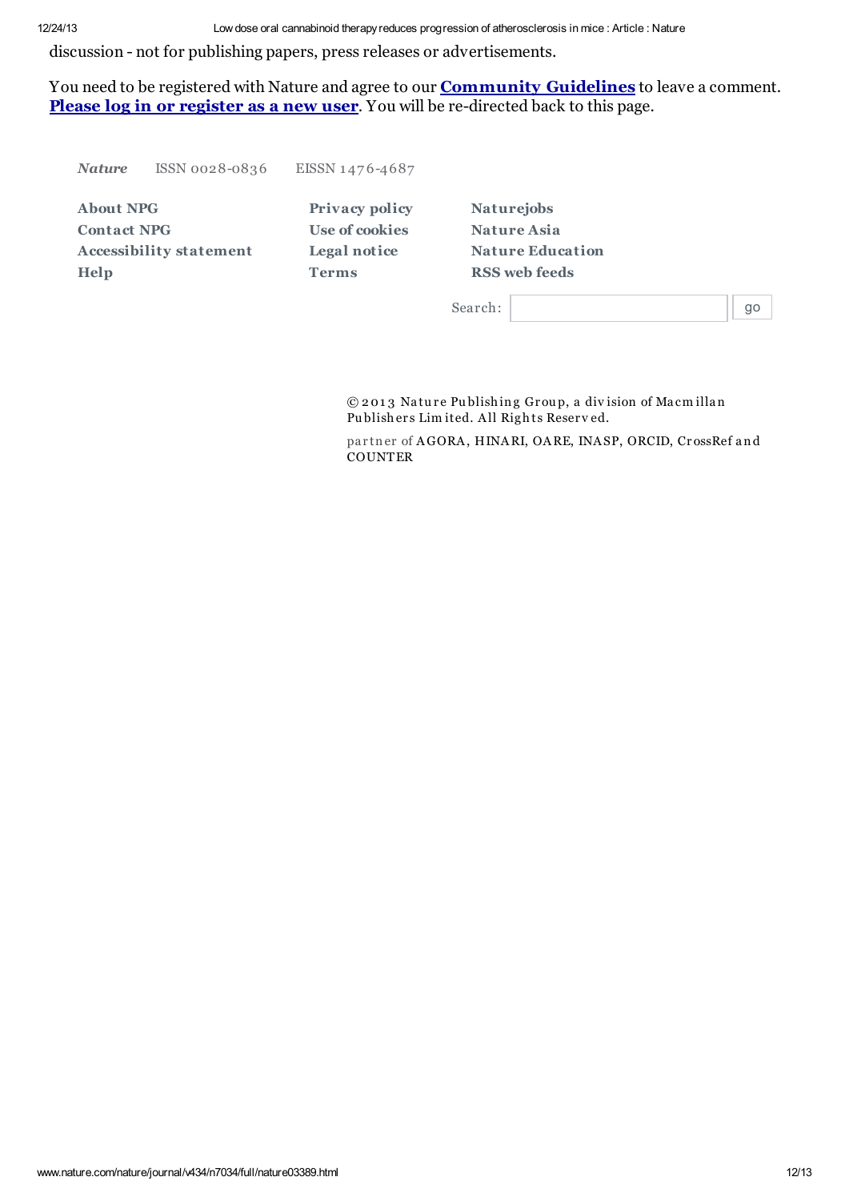discussion - not for publishing papers, press releases or advertisements.

You need to be registered with Nature and agree to our **Community Guidelines** to leave a comment. **Please log in or register as a new user**. You will be re-directed back to this page.

*Nature* ISSN 0028-0836 EISSN 1476-4687

**About NPG**
**Contact NPG**
**Accessibility statement**
**Help**

**Privacy policy**
**Use of cookies**
**Legal notice**
**Terms**

**Naturejobs**
**Nature Asia**
**Nature Education**
**RSS web feeds**

Search: go

© 2013 Nature Publishing Group, a division of Macmillan Publishers Limited. All Rights Reserved.

partner of AGORA, HINARI, OARE, INASP, ORCID, CrossRef and COUNTER